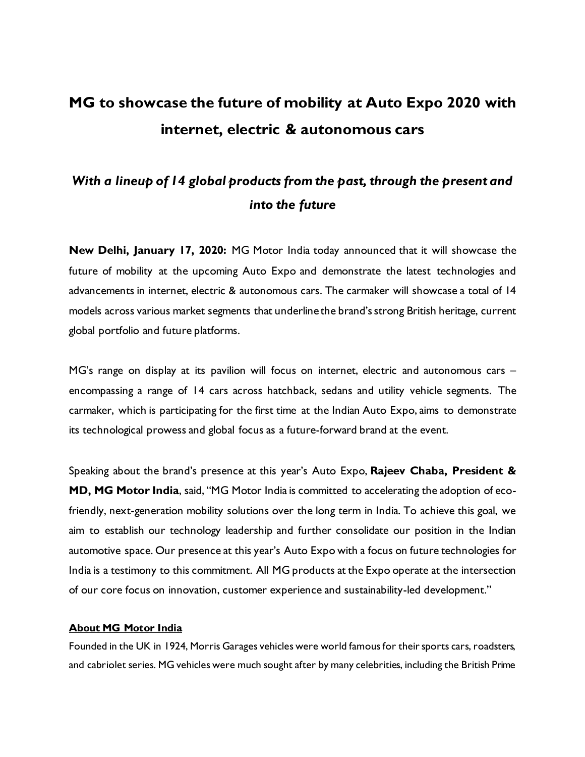# MG to showcase the future of mobility at Auto Expo 2020 with internet, electric & autonomous cars

## *With a lineup of 14 global products from the past, through the present and into the future*

**New Delhi, January 17, 2020:** MG Motor India today announced that it will showcase the future of mobility at the upcoming Auto Expo and demonstrate the latest technologies and advancements in internet, electric & autonomous cars. The carmaker will showcase a total of 14 models across various market segments that underline the brand's strong British heritage, current global portfolio and future platforms.

MG's range on display at its pavilion will focus on internet, electric and autonomous cars – encompassing a range of 14 cars across hatchback, sedans and utility vehicle segments. The carmaker, which is participating for the first time at the Indian Auto Expo, aims to demonstrate its technological prowess and global focus as a future-forward brand at the event.

Speaking about the brand's presence at this year's Auto Expo, **Rajeev Chaba, President & MD, MG Motor India**, said, "MG Motor India is committed to accelerating the adoption of eco-friendly, next-generation mobility solutions over the long term in India. To achieve this goal, we aim to establish our technology leadership and further consolidate our position in the Indian automotive space. Our presence at this year's Auto Expo with a focus on future technologies for India is a testimony to this commitment. All MG products at the Expo operate at the intersection of our core focus on innovation, customer experience and sustainability-led development."

**About MG Motor India**

Founded in the UK in 1924, Morris Garages vehicles were world famous for their sports cars, roadsters, and cabriolet series. MG vehicles were much sought after by many celebrities, including the British Prime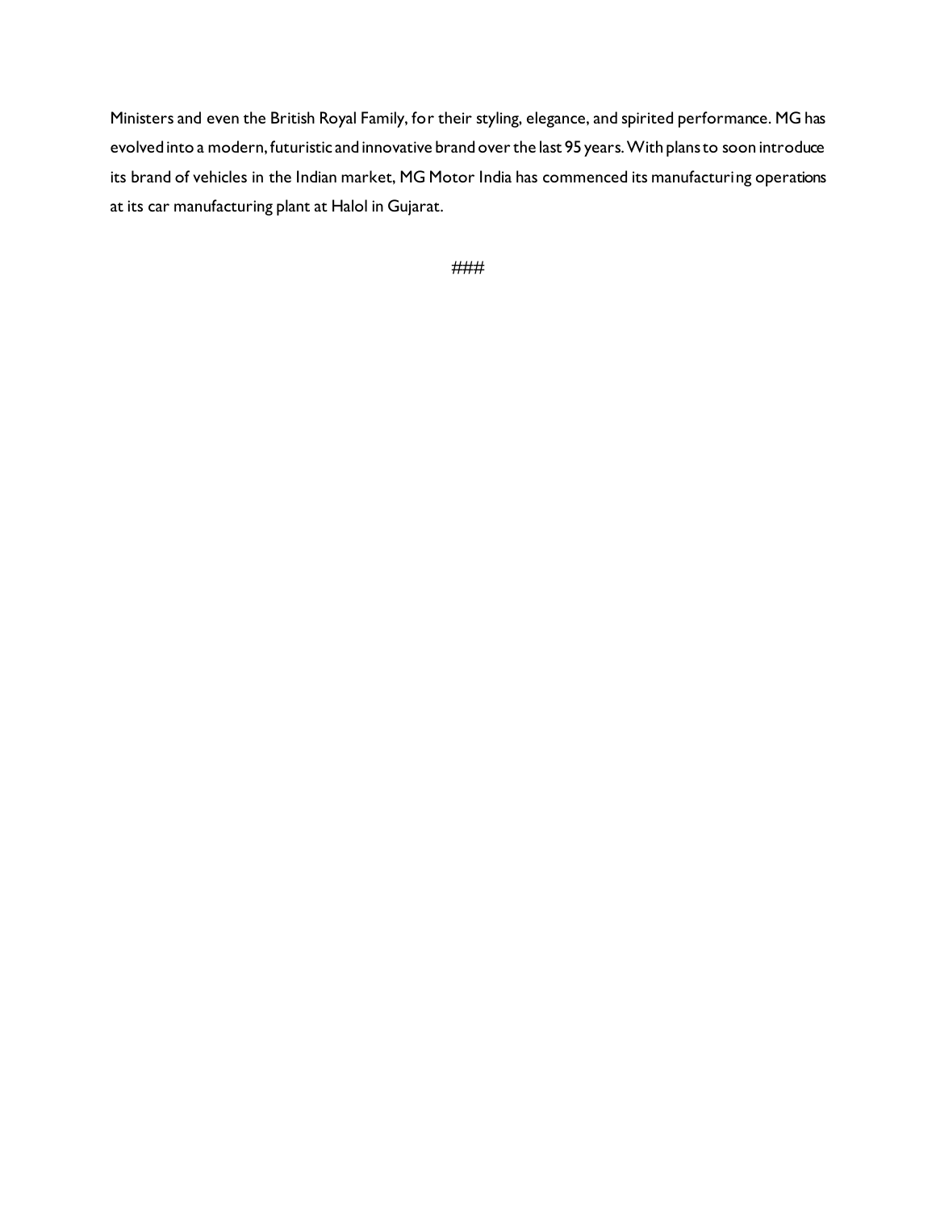Ministers and even the British Royal Family, for their styling, elegance, and spirited performance. MG has evolved into a modern, futuristic and innovative brand over the last 95 years. With plans to soon introduce its brand of vehicles in the Indian market, MG Motor India has commenced its manufacturing operations at its car manufacturing plant at Halol in Gujarat.

###